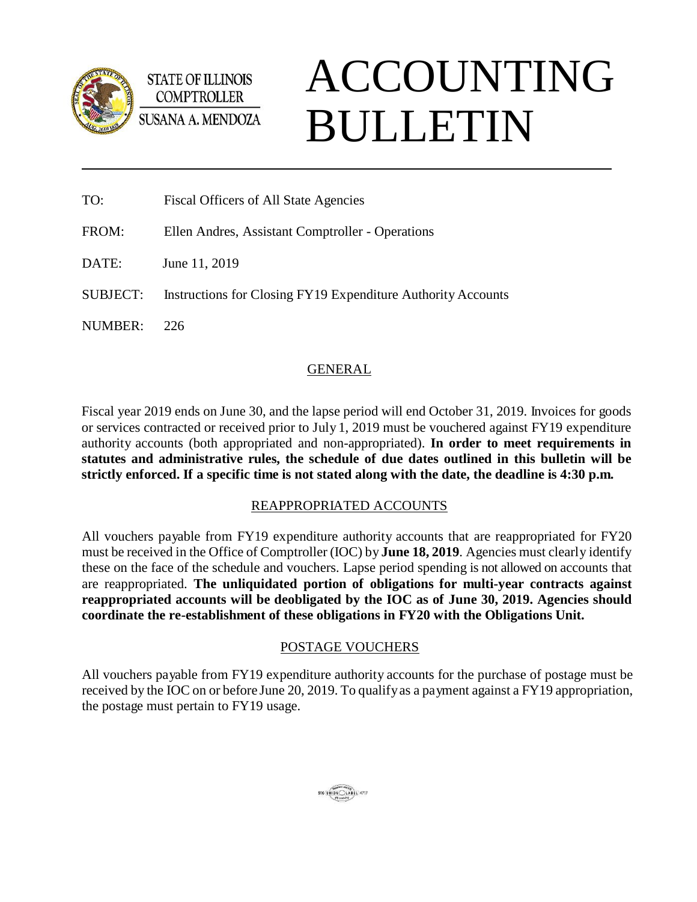STATE OF ILLINOIS
COMPTROLLER
SUSANA A. MENDOZA

# ACCOUNTING BULLETIN

TO: Fiscal Officers of All State Agencies

FROM: Ellen Andres, Assistant Comptroller - Operations

DATE: June 11, 2019

SUBJECT: Instructions for Closing FY19 Expenditure Authority Accounts

NUMBER: 226

## GENERAL

Fiscal year 2019 ends on June 30, and the lapse period will end October 31, 2019. Invoices for goods or services contracted or received prior to July 1, 2019 must be vouchered against FY19 expenditure authority accounts (both appropriated and non-appropriated). **In order to meet requirements in statutes and administrative rules, the schedule of due dates outlined in this bulletin will be strictly enforced. If a specific time is not stated along with the date, the deadline is 4:30 p.m.**

## REAPPROPRIATED ACCOUNTS

All vouchers payable from FY19 expenditure authority accounts that are reappropriated for FY20 must be received in the Office of Comptroller (IOC) by **June 18, 2019**. Agencies must clearly identify these on the face of the schedule and vouchers. Lapse period spending is not allowed on accounts that are reappropriated. **The unliquidated portion of obligations for multi-year contracts against reappropriated accounts will be deobligated by the IOC as of June 30, 2019. Agencies should coordinate the re-establishment of these obligations in FY20 with the Obligations Unit.**

## POSTAGE VOUCHERS

All vouchers payable from FY19 expenditure authority accounts for the purchase of postage must be received by the IOC on or before June 20, 2019. To qualify as a payment against a FY19 appropriation, the postage must pertain to FY19 usage.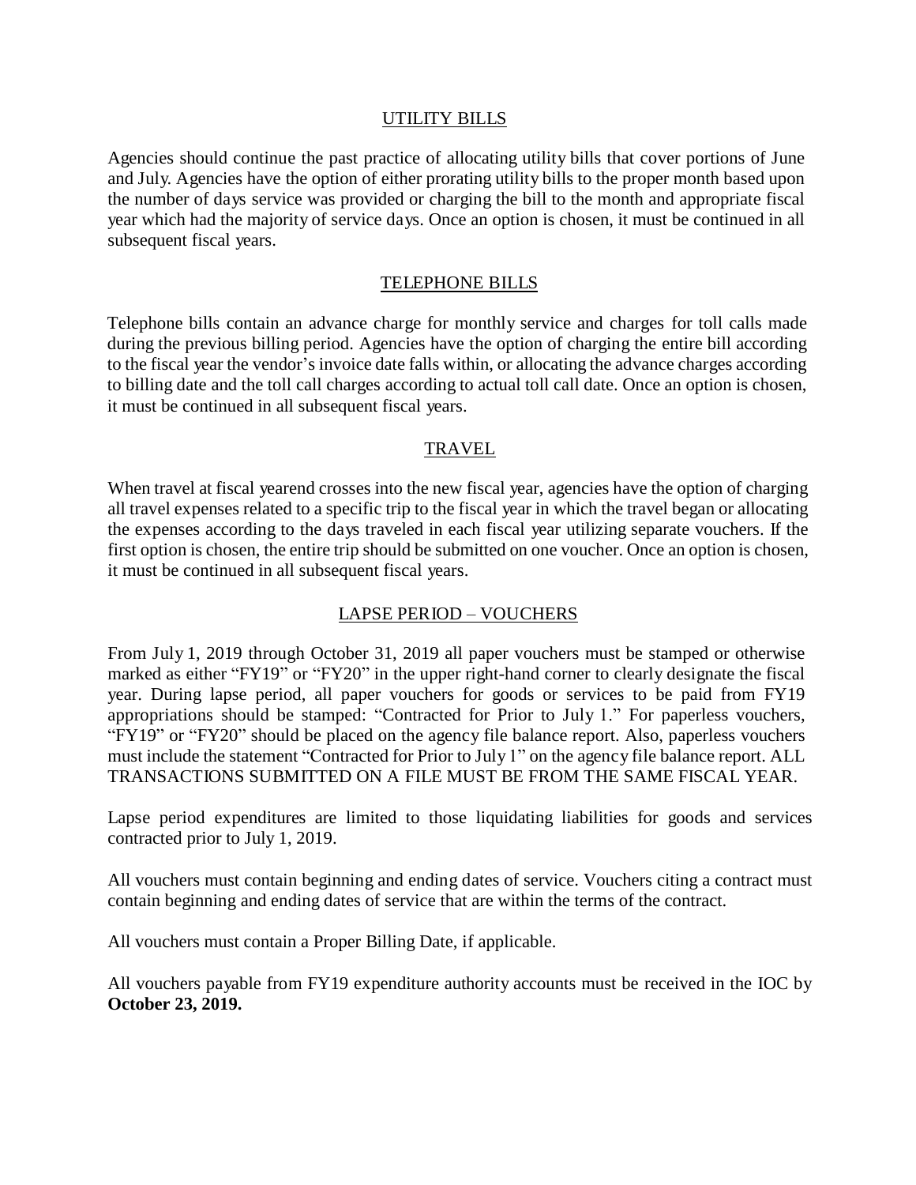## UTILITY BILLS

Agencies should continue the past practice of allocating utility bills that cover portions of June and July. Agencies have the option of either prorating utility bills to the proper month based upon the number of days service was provided or charging the bill to the month and appropriate fiscal year which had the majority of service days. Once an option is chosen, it must be continued in all subsequent fiscal years.

## TELEPHONE BILLS

Telephone bills contain an advance charge for monthly service and charges for toll calls made during the previous billing period. Agencies have the option of charging the entire bill according to the fiscal year the vendor's invoice date falls within, or allocating the advance charges according to billing date and the toll call charges according to actual toll call date. Once an option is chosen, it must be continued in all subsequent fiscal years.

## TRAVEL

When travel at fiscal yearend crosses into the new fiscal year, agencies have the option of charging all travel expenses related to a specific trip to the fiscal year in which the travel began or allocating the expenses according to the days traveled in each fiscal year utilizing separate vouchers. If the first option is chosen, the entire trip should be submitted on one voucher. Once an option is chosen, it must be continued in all subsequent fiscal years.

## LAPSE PERIOD – VOUCHERS

From July 1, 2019 through October 31, 2019 all paper vouchers must be stamped or otherwise marked as either "FY19" or "FY20" in the upper right-hand corner to clearly designate the fiscal year. During lapse period, all paper vouchers for goods or services to be paid from FY19 appropriations should be stamped: "Contracted for Prior to July 1." For paperless vouchers, "FY19" or "FY20" should be placed on the agency file balance report. Also, paperless vouchers must include the statement "Contracted for Prior to July 1" on the agency file balance report. ALL TRANSACTIONS SUBMITTED ON A FILE MUST BE FROM THE SAME FISCAL YEAR.

Lapse period expenditures are limited to those liquidating liabilities for goods and services contracted prior to July 1, 2019.

All vouchers must contain beginning and ending dates of service. Vouchers citing a contract must contain beginning and ending dates of service that are within the terms of the contract.

All vouchers must contain a Proper Billing Date, if applicable.

All vouchers payable from FY19 expenditure authority accounts must be received in the IOC by **October 23, 2019.**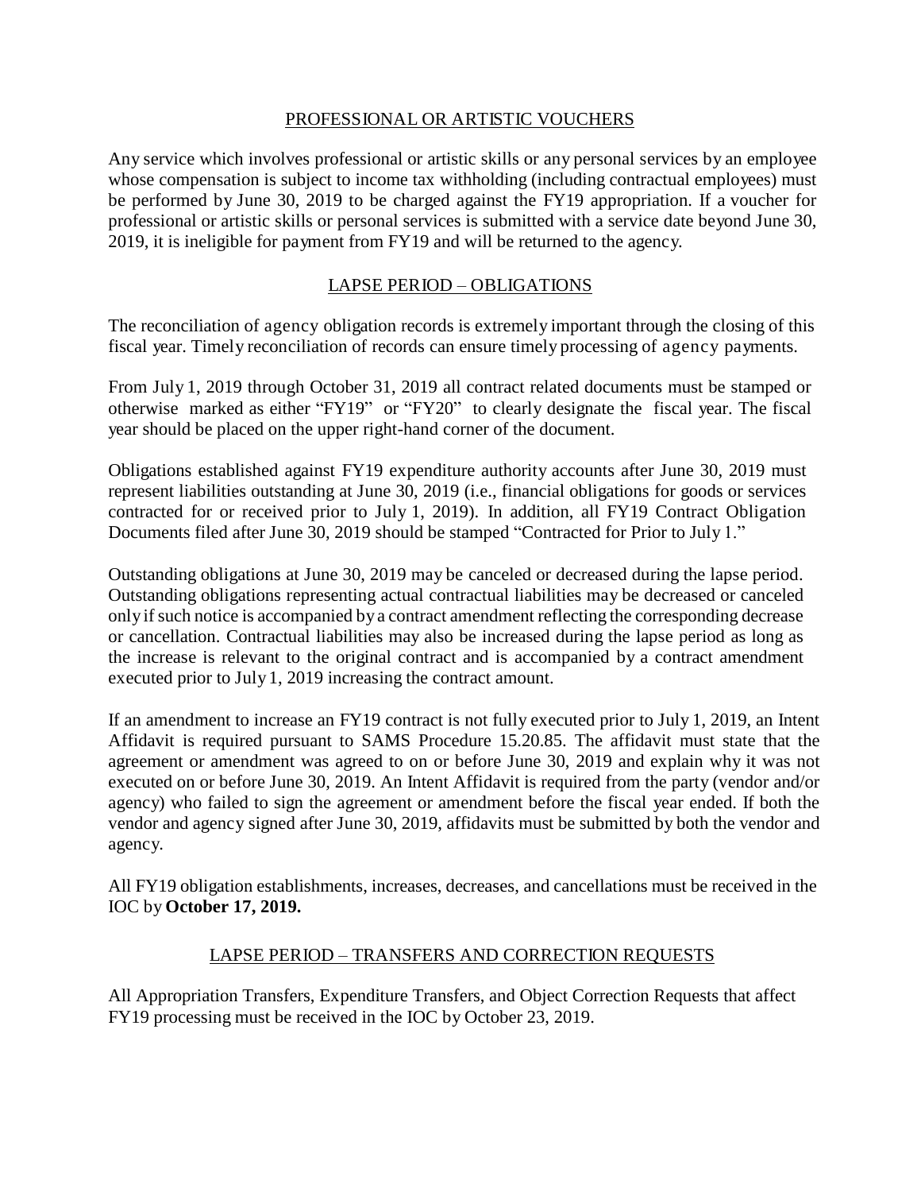## PROFESSIONAL OR ARTISTIC VOUCHERS

Any service which involves professional or artistic skills or any personal services by an employee whose compensation is subject to income tax withholding (including contractual employees) must be performed by June 30, 2019 to be charged against the FY19 appropriation. If a voucher for professional or artistic skills or personal services is submitted with a service date beyond June 30, 2019, it is ineligible for payment from FY19 and will be returned to the agency.

## LAPSE PERIOD – OBLIGATIONS

The reconciliation of agency obligation records is extremely important through the closing of this fiscal year. Timely reconciliation of records can ensure timely processing of agency payments.

From July 1, 2019 through October 31, 2019 all contract related documents must be stamped or otherwise marked as either "FY19" or "FY20" to clearly designate the fiscal year. The fiscal year should be placed on the upper right-hand corner of the document.

Obligations established against FY19 expenditure authority accounts after June 30, 2019 must represent liabilities outstanding at June 30, 2019 (i.e., financial obligations for goods or services contracted for or received prior to July 1, 2019). In addition, all FY19 Contract Obligation Documents filed after June 30, 2019 should be stamped "Contracted for Prior to July 1."

Outstanding obligations at June 30, 2019 may be canceled or decreased during the lapse period. Outstanding obligations representing actual contractual liabilities may be decreased or canceled only if such notice is accompanied by a contract amendment reflecting the corresponding decrease or cancellation. Contractual liabilities may also be increased during the lapse period as long as the increase is relevant to the original contract and is accompanied by a contract amendment executed prior to July 1, 2019 increasing the contract amount.

If an amendment to increase an FY19 contract is not fully executed prior to July 1, 2019, an Intent Affidavit is required pursuant to SAMS Procedure 15.20.85. The affidavit must state that the agreement or amendment was agreed to on or before June 30, 2019 and explain why it was not executed on or before June 30, 2019. An Intent Affidavit is required from the party (vendor and/or agency) who failed to sign the agreement or amendment before the fiscal year ended. If both the vendor and agency signed after June 30, 2019, affidavits must be submitted by both the vendor and agency.

All FY19 obligation establishments, increases, decreases, and cancellations must be received in the IOC by **October 17, 2019.**

## LAPSE PERIOD – TRANSFERS AND CORRECTION REQUESTS

All Appropriation Transfers, Expenditure Transfers, and Object Correction Requests that affect FY19 processing must be received in the IOC by October 23, 2019.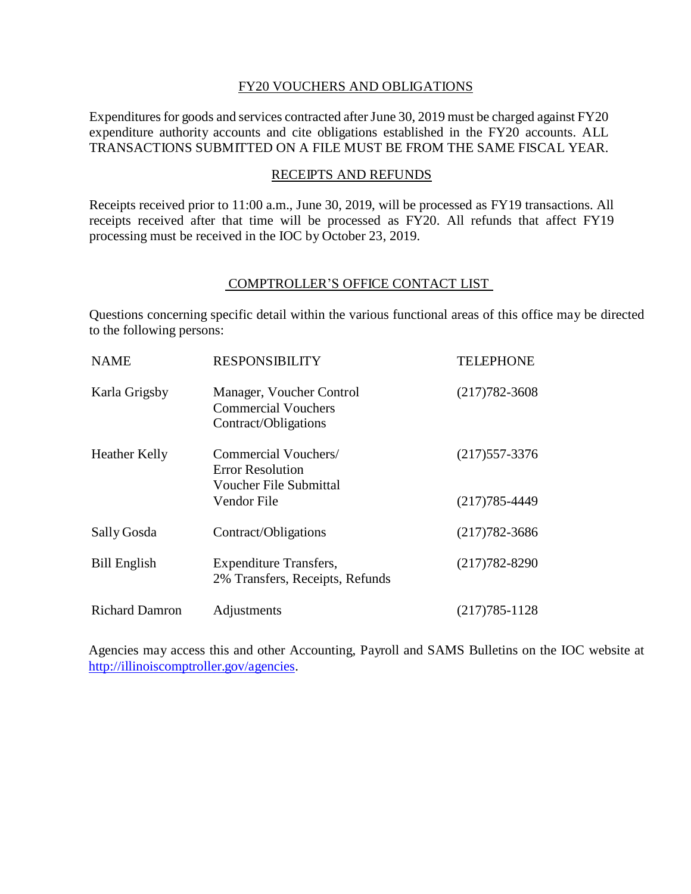## FY20 VOUCHERS AND OBLIGATIONS

Expenditures for goods and services contracted after June 30, 2019 must be charged against FY20 expenditure authority accounts and cite obligations established in the FY20 accounts. ALL TRANSACTIONS SUBMITTED ON A FILE MUST BE FROM THE SAME FISCAL YEAR.

## RECEIPTS AND REFUNDS

Receipts received prior to 11:00 a.m., June 30, 2019, will be processed as FY19 transactions. All receipts received after that time will be processed as FY20. All refunds that affect FY19 processing must be received in the IOC by October 23, 2019.

## COMPTROLLER'S OFFICE CONTACT LIST

Questions concerning specific detail within the various functional areas of this office may be directed to the following persons:

| NAME | RESPONSIBILITY | TELEPHONE |
|---|---|---|
| Karla Grigsby | Manager, Voucher Control<br>Commercial Vouchers<br>Contract/Obligations | (217)782-3608 |
| Heather Kelly | Commercial Vouchers/<br>Error Resolution<br>Voucher File Submittal | (217)557-3376 |
| | Vendor File | (217)785-4449 |
| Sally Gosda | Contract/Obligations | (217)782-3686 |
| Bill English | Expenditure Transfers,<br>2% Transfers, Receipts, Refunds | (217)782-8290 |
| Richard Damron | Adjustments | (217)785-1128 |

Agencies may access this and other Accounting, Payroll and SAMS Bulletins on the IOC website at http://illinoiscomptroller.gov/agencies.